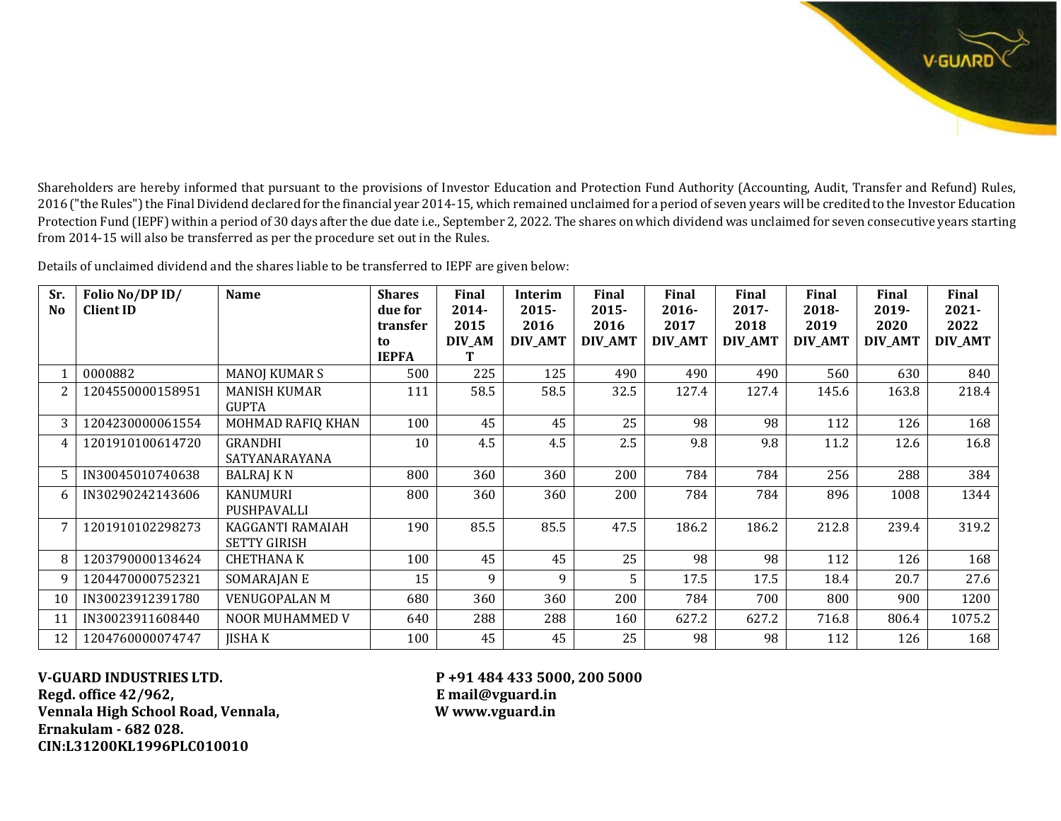Shareholders are hereby informed that pursuant to the provisions of Investor Education and Protection Fund Authority (Accounting, Audit, Transfer and Refund) Rules, 2016 ("the Rules") the Final Dividend declared for the financial year 2014-15, which remained unclaimed for a period of seven years will be credited to the Investor Education Protection Fund (IEPF) within a period of 30 days after the due date i.e., September 2, 2022. The shares on which dividend was unclaimed for seven consecutive years starting from 2014-15 will also be transferred as per the procedure set out in the Rules.

Details of unclaimed dividend and the shares liable to be transferred to IEPF are given below:

| Sr. No | Folio No/DP ID/ Client ID | Name | Shares due for transfer to IEPFA | Final 2014-2015 DIV_AMT | Interim 2015-2016 DIV_AMT | Final 2015-2016 DIV_AMT | Final 2016-2017 DIV_AMT | Final 2017-2018 DIV_AMT | Final 2018-2019 DIV_AMT | Final 2019-2020 DIV_AMT | Final 2021-2022 DIV_AMT |
|---|---|---|---|---|---|---|---|---|---|---|---|
| 1 | 0000882 | MANOJ KUMAR S | 500 | 225 | 125 | 490 | 490 | 490 | 560 | 630 | 840 |
| 2 | 1204550000158951 | MANISH KUMAR GUPTA | 111 | 58.5 | 58.5 | 32.5 | 127.4 | 127.4 | 145.6 | 163.8 | 218.4 |
| 3 | 1204230000061554 | MOHMAD RAFIQ KHAN | 100 | 45 | 45 | 25 | 98 | 98 | 112 | 126 | 168 |
| 4 | 1201910100614720 | GRANDHI SATYANARAYANA | 10 | 4.5 | 4.5 | 2.5 | 9.8 | 9.8 | 11.2 | 12.6 | 16.8 |
| 5 | IN30045010740638 | BALRAJ K N | 800 | 360 | 360 | 200 | 784 | 784 | 256 | 288 | 384 |
| 6 | IN30290242143606 | KANUMURI PUSHPAVALLI | 800 | 360 | 360 | 200 | 784 | 784 | 896 | 1008 | 1344 |
| 7 | 1201910102298273 | KAGGANTI RAMAIAH SETTY GIRISH | 190 | 85.5 | 85.5 | 47.5 | 186.2 | 186.2 | 212.8 | 239.4 | 319.2 |
| 8 | 1203790000134624 | CHETHANA K | 100 | 45 | 45 | 25 | 98 | 98 | 112 | 126 | 168 |
| 9 | 1204470000752321 | SOMARAJAN E | 15 | 9 | 9 | 5 | 17.5 | 17.5 | 18.4 | 20.7 | 27.6 |
| 10 | IN30023912391780 | VENUGOPALAN M | 680 | 360 | 360 | 200 | 784 | 700 | 800 | 900 | 1200 |
| 11 | IN30023911608440 | NOOR MUHAMMED V | 640 | 288 | 288 | 160 | 627.2 | 627.2 | 716.8 | 806.4 | 1075.2 |
| 12 | 1204760000074747 | JISHA K | 100 | 45 | 45 | 25 | 98 | 98 | 112 | 126 | 168 |

**V-GUARD INDUSTRIES LTD.**
**Regd. office 42/962,**
**Vennala High School Road, Vennala,**
**Ernakulam - 682 028.**
**CIN:L31200KL1996PLC010010**

**P +91 484 433 5000, 200 5000**
**E mail@vguard.in**
**W www.vguard.in**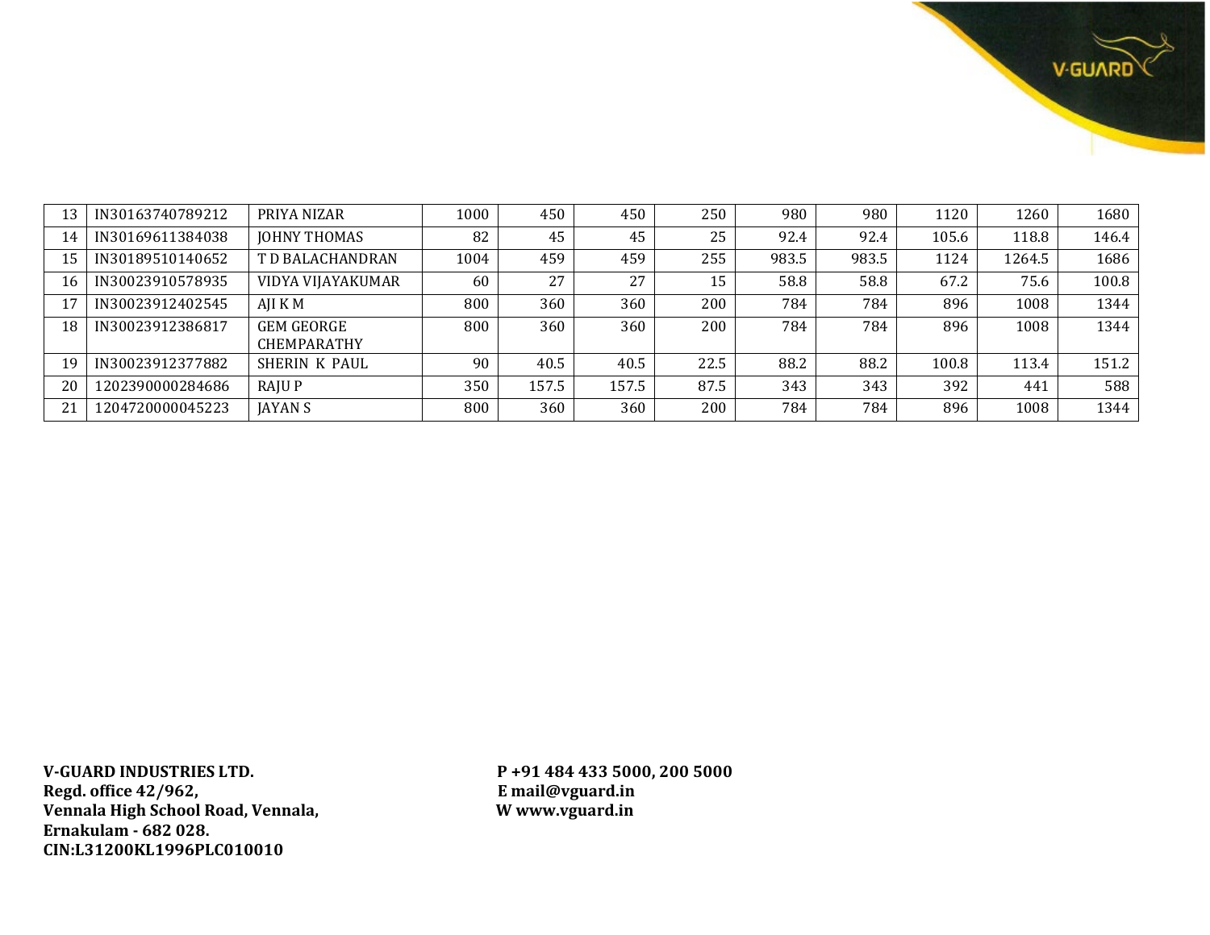| | | | | | | | | | | | |
|---|---|---|---|---|---|---|---|---|---|---|---|
| 13 | IN30163740789212 | PRIYA NIZAR | 1000 | 450 | 450 | 250 | 980 | 980 | 1120 | 1260 | 1680 |
| 14 | IN30169611384038 | JOHNY THOMAS | 82 | 45 | 45 | 25 | 92.4 | 92.4 | 105.6 | 118.8 | 146.4 |
| 15 | IN30189510140652 | T D BALACHANDRAN | 1004 | 459 | 459 | 255 | 983.5 | 983.5 | 1124 | 1264.5 | 1686 |
| 16 | IN30023910578935 | VIDYA VIJAYAKUMAR | 60 | 27 | 27 | 15 | 58.8 | 58.8 | 67.2 | 75.6 | 100.8 |
| 17 | IN30023912402545 | AJI K M | 800 | 360 | 360 | 200 | 784 | 784 | 896 | 1008 | 1344 |
| 18 | IN30023912386817 | GEM GEORGE CHEMPARATHY | 800 | 360 | 360 | 200 | 784 | 784 | 896 | 1008 | 1344 |
| 19 | IN30023912377882 | SHERIN K PAUL | 90 | 40.5 | 40.5 | 22.5 | 88.2 | 88.2 | 100.8 | 113.4 | 151.2 |
| 20 | 1202390000284686 | RAJU P | 350 | 157.5 | 157.5 | 87.5 | 343 | 343 | 392 | 441 | 588 |
| 21 | 1204720000045223 | JAYAN S | 800 | 360 | 360 | 200 | 784 | 784 | 896 | 1008 | 1344 |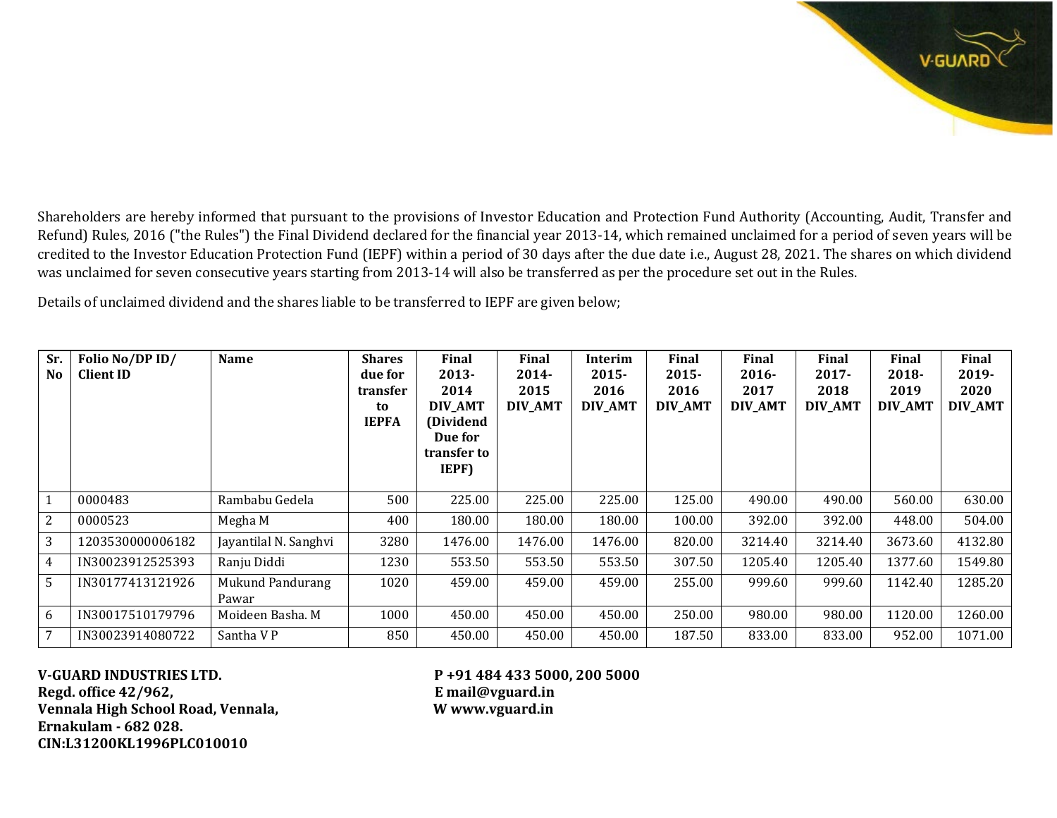Shareholders are hereby informed that pursuant to the provisions of Investor Education and Protection Fund Authority (Accounting, Audit, Transfer and Refund) Rules, 2016 ("the Rules") the Final Dividend declared for the financial year 2013-14, which remained unclaimed for a period of seven years will be credited to the Investor Education Protection Fund (IEPF) within a period of 30 days after the due date i.e., August 28, 2021. The shares on which dividend was unclaimed for seven consecutive years starting from 2013-14 will also be transferred as per the procedure set out in the Rules.

Details of unclaimed dividend and the shares liable to be transferred to IEPF are given below;

| Sr. No | Folio No/DP ID/ Client ID | Name | Shares due for transfer to IEPFA | Final 2013-2014 DIV_AMT (Dividend Due for transfer to IEPF) | Final 2014-2015 DIV_AMT | Interim 2015-2016 DIV_AMT | Final 2015-2016 DIV_AMT | Final 2016-2017 DIV_AMT | Final 2017-2018 DIV_AMT | Final 2018-2019 DIV_AMT | Final 2019-2020 DIV_AMT |
|---|---|---|---|---|---|---|---|---|---|---|---|
| 1 | 0000483 | Rambabu Gedela | 500 | 225.00 | 225.00 | 225.00 | 125.00 | 490.00 | 490.00 | 560.00 | 630.00 |
| 2 | 0000523 | Megha M | 400 | 180.00 | 180.00 | 180.00 | 100.00 | 392.00 | 392.00 | 448.00 | 504.00 |
| 3 | 1203530000006182 | Jayantilal N. Sanghvi | 3280 | 1476.00 | 1476.00 | 1476.00 | 820.00 | 3214.40 | 3214.40 | 3673.60 | 4132.80 |
| 4 | IN30023912525393 | Ranju Diddi | 1230 | 553.50 | 553.50 | 553.50 | 307.50 | 1205.40 | 1205.40 | 1377.60 | 1549.80 |
| 5 | IN30177413121926 | Mukund Pandurang Pawar | 1020 | 459.00 | 459.00 | 459.00 | 255.00 | 999.60 | 999.60 | 1142.40 | 1285.20 |
| 6 | IN30017510179796 | Moideen Basha. M | 1000 | 450.00 | 450.00 | 450.00 | 250.00 | 980.00 | 980.00 | 1120.00 | 1260.00 |
| 7 | IN30023914080722 | Santha V P | 850 | 450.00 | 450.00 | 450.00 | 187.50 | 833.00 | 833.00 | 952.00 | 1071.00 |

**V-GUARD INDUSTRIES LTD.**
**Regd. office 42/962,**
**Vennala High School Road, Vennala,**
**Ernakulam - 682 028.**
**CIN:L31200KL1996PLC010010**

**P +91 484 433 5000, 200 5000**
**E mail@vguard.in**
**W www.vguard.in**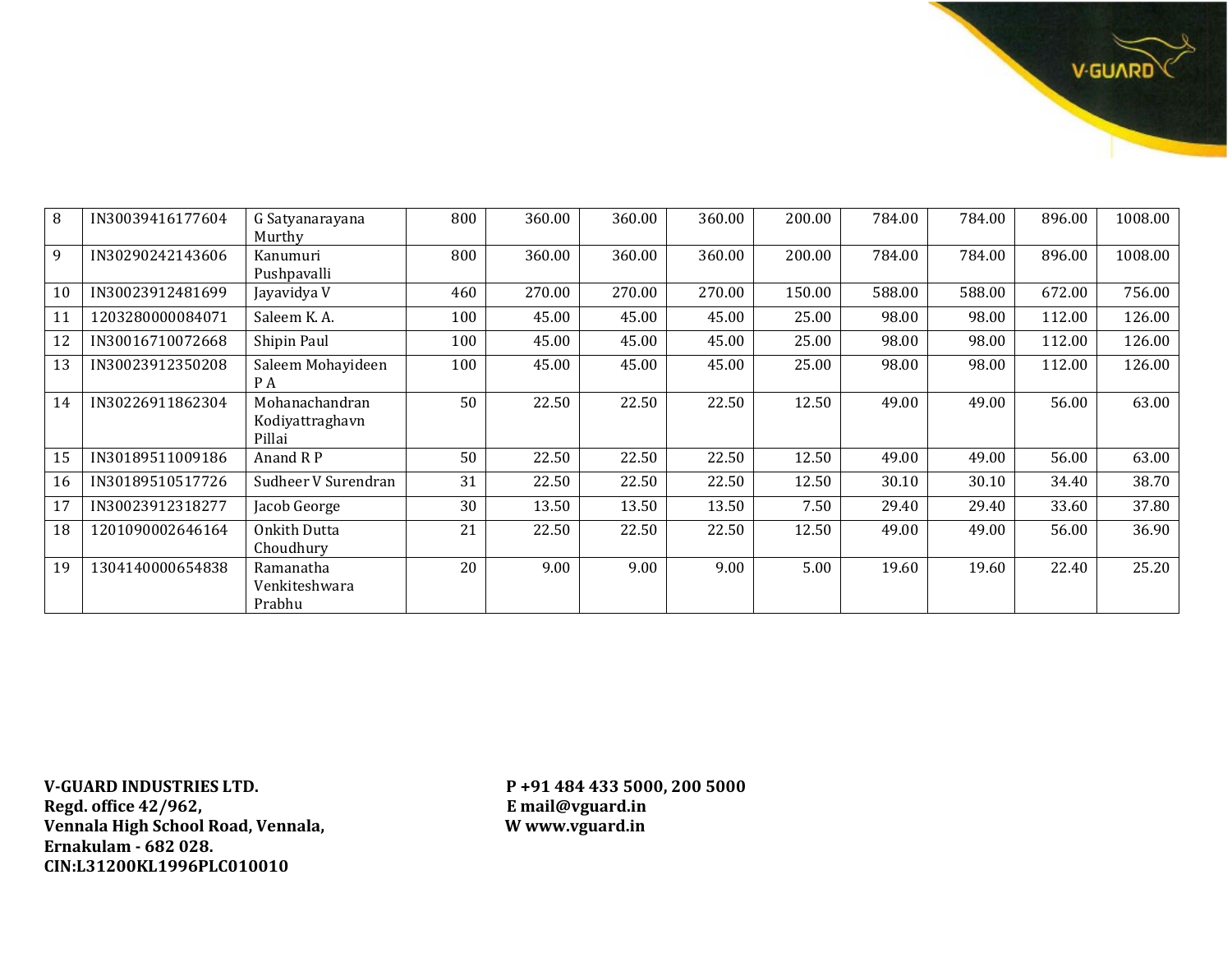| | | | | | | | | | | | |
|---|---|---|---|---|---|---|---|---|---|---|---|
| 8 | IN30039416177604 | G Satyanarayana Murthy | 800 | 360.00 | 360.00 | 360.00 | 200.00 | 784.00 | 784.00 | 896.00 | 1008.00 |
| 9 | IN30290242143606 | Kanumuri Pushpavalli | 800 | 360.00 | 360.00 | 360.00 | 200.00 | 784.00 | 784.00 | 896.00 | 1008.00 |
| 10 | IN30023912481699 | Jayavidya V | 460 | 270.00 | 270.00 | 270.00 | 150.00 | 588.00 | 588.00 | 672.00 | 756.00 |
| 11 | 1203280000084071 | Saleem K. A. | 100 | 45.00 | 45.00 | 45.00 | 25.00 | 98.00 | 98.00 | 112.00 | 126.00 |
| 12 | IN30016710072668 | Shipin Paul | 100 | 45.00 | 45.00 | 45.00 | 25.00 | 98.00 | 98.00 | 112.00 | 126.00 |
| 13 | IN30023912350208 | Saleem Mohayideen P A | 100 | 45.00 | 45.00 | 45.00 | 25.00 | 98.00 | 98.00 | 112.00 | 126.00 |
| 14 | IN30226911862304 | Mohanachandran Kodiyattraghavn Pillai | 50 | 22.50 | 22.50 | 22.50 | 12.50 | 49.00 | 49.00 | 56.00 | 63.00 |
| 15 | IN30189511009186 | Anand R P | 50 | 22.50 | 22.50 | 22.50 | 12.50 | 49.00 | 49.00 | 56.00 | 63.00 |
| 16 | IN30189510517726 | Sudheer V Surendran | 31 | 22.50 | 22.50 | 22.50 | 12.50 | 30.10 | 30.10 | 34.40 | 38.70 |
| 17 | IN30023912318277 | Jacob George | 30 | 13.50 | 13.50 | 13.50 | 7.50 | 29.40 | 29.40 | 33.60 | 37.80 |
| 18 | 1201090002646164 | Onkith Dutta Choudhury | 21 | 22.50 | 22.50 | 22.50 | 12.50 | 49.00 | 49.00 | 56.00 | 36.90 |
| 19 | 1304140000654838 | Ramanatha Venkiteshwara Prabhu | 20 | 9.00 | 9.00 | 9.00 | 5.00 | 19.60 | 19.60 | 22.40 | 25.20 |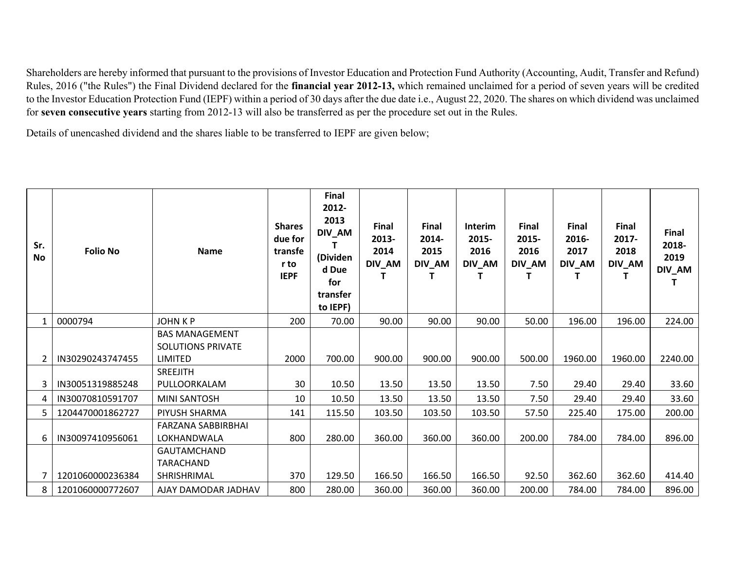Shareholders are hereby informed that pursuant to the provisions of Investor Education and Protection Fund Authority (Accounting, Audit, Transfer and Refund) Rules, 2016 ("the Rules") the Final Dividend declared for the **financial year 2012-13,** which remained unclaimed for a period of seven years will be credited to the Investor Education Protection Fund (IEPF) within a period of 30 days after the due date i.e., August 22, 2020. The shares on which dividend was unclaimed for **seven consecutive years** starting from 2012-13 will also be transferred as per the procedure set out in the Rules.

Details of unencashed dividend and the shares liable to be transferred to IEPF are given below;

| Sr. No | Folio No | Name | Shares due for transfer to IEPF | Final 2012-2013 DIV_AMT (Dividend Due for transfer to IEPF) | Final 2013-2014 DIV_AMT | Final 2014-2015 DIV_AMT | Interim 2015-2016 DIV_AMT | Final 2015-2016 DIV_AMT | Final 2016-2017 DIV_AMT | Final 2017-2018 DIV_AMT | Final 2018-2019 DIV_AMT |
|---|---|---|---|---|---|---|---|---|---|---|---|
| 1 | 0000794 | JOHN K P | 200 | 70.00 | 90.00 | 90.00 | 90.00 | 50.00 | 196.00 | 196.00 | 224.00 |
| 2 | IN30290243747455 | BAS MANAGEMENT SOLUTIONS PRIVATE LIMITED | 2000 | 700.00 | 900.00 | 900.00 | 900.00 | 500.00 | 1960.00 | 1960.00 | 2240.00 |
| 3 | IN30051319885248 | SREEJITH PULLOORKALAM | 30 | 10.50 | 13.50 | 13.50 | 13.50 | 7.50 | 29.40 | 29.40 | 33.60 |
| 4 | IN30070810591707 | MINI SANTOSH | 10 | 10.50 | 13.50 | 13.50 | 13.50 | 7.50 | 29.40 | 29.40 | 33.60 |
| 5 | 1204470001862727 | PIYUSH SHARMA | 141 | 115.50 | 103.50 | 103.50 | 103.50 | 57.50 | 225.40 | 175.00 | 200.00 |
| 6 | IN30097410956061 | FARZANA SABBIRBHAI LOKHANDWALA | 800 | 280.00 | 360.00 | 360.00 | 360.00 | 200.00 | 784.00 | 784.00 | 896.00 |
| 7 | 1201060000236384 | GAUTAMCHAND TARACHAND SHRISHRIMAL | 370 | 129.50 | 166.50 | 166.50 | 166.50 | 92.50 | 362.60 | 362.60 | 414.40 |
| 8 | 1201060000772607 | AJAY DAMODAR JADHAV | 800 | 280.00 | 360.00 | 360.00 | 360.00 | 200.00 | 784.00 | 784.00 | 896.00 |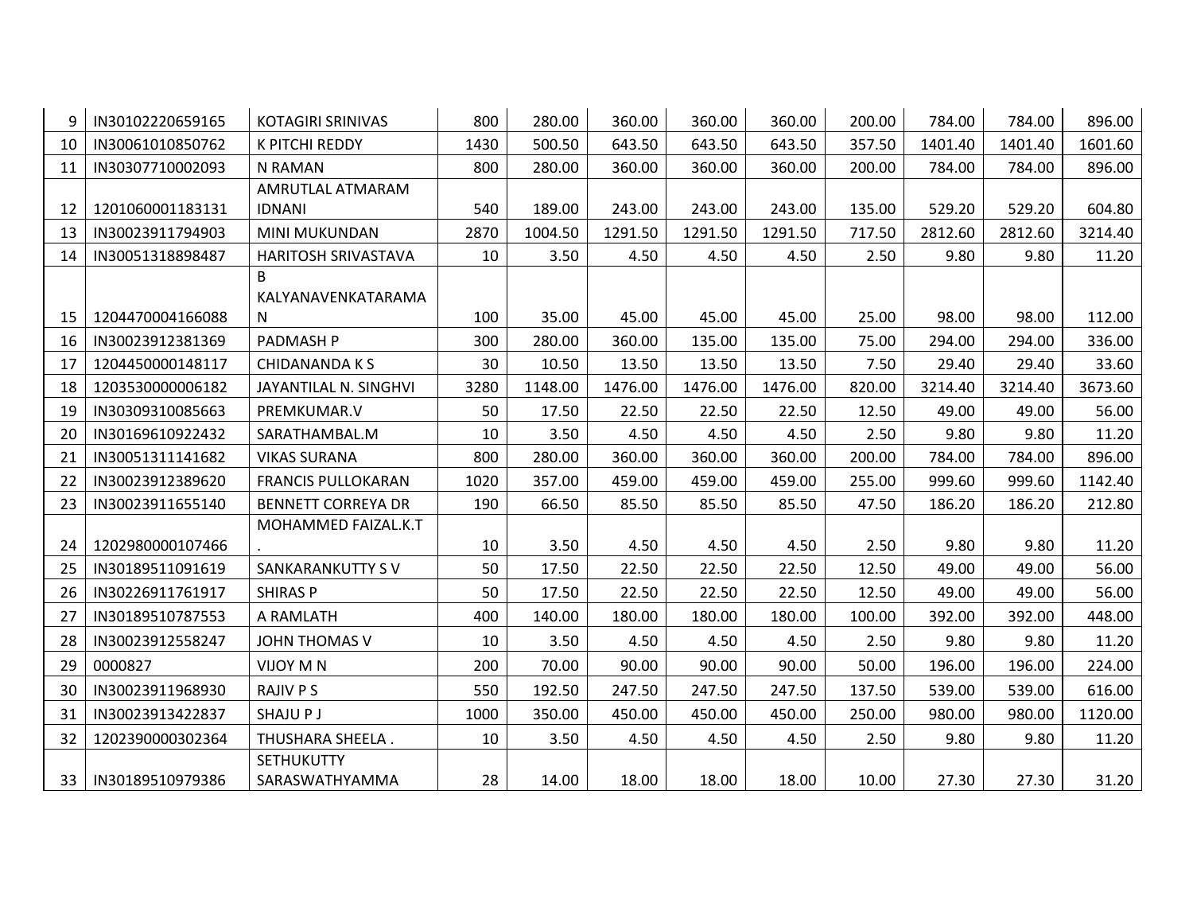| | | | | | | | | | | | |
|---|---|---|---|---|---|---|---|---|---|---|---|
| 9 | IN30102220659165 | KOTAGIRI SRINIVAS | 800 | 280.00 | 360.00 | 360.00 | 360.00 | 200.00 | 784.00 | 784.00 | 896.00 |
| 10 | IN30061010850762 | K PITCHI REDDY | 1430 | 500.50 | 643.50 | 643.50 | 643.50 | 357.50 | 1401.40 | 1401.40 | 1601.60 |
| 11 | IN30307710002093 | N RAMAN | 800 | 280.00 | 360.00 | 360.00 | 360.00 | 200.00 | 784.00 | 784.00 | 896.00 |
| 12 | 1201060001183131 | AMRUTLAL ATMARAM IDNANI | 540 | 189.00 | 243.00 | 243.00 | 243.00 | 135.00 | 529.20 | 529.20 | 604.80 |
| 13 | IN30023911794903 | MINI MUKUNDAN | 2870 | 1004.50 | 1291.50 | 1291.50 | 1291.50 | 717.50 | 2812.60 | 2812.60 | 3214.40 |
| 14 | IN30051318898487 | HARITOSH SRIVASTAVA | 10 | 3.50 | 4.50 | 4.50 | 4.50 | 2.50 | 9.80 | 9.80 | 11.20 |
| 15 | 1204470004166088 | B KALYANAVENKATARAMAN | 100 | 35.00 | 45.00 | 45.00 | 45.00 | 25.00 | 98.00 | 98.00 | 112.00 |
| 16 | IN30023912381369 | PADMASH P | 300 | 280.00 | 360.00 | 135.00 | 135.00 | 75.00 | 294.00 | 294.00 | 336.00 |
| 17 | 1204450000148117 | CHIDANANDA K S | 30 | 10.50 | 13.50 | 13.50 | 13.50 | 7.50 | 29.40 | 29.40 | 33.60 |
| 18 | 1203530000006182 | JAYANTILAL N. SINGHVI | 3280 | 1148.00 | 1476.00 | 1476.00 | 1476.00 | 820.00 | 3214.40 | 3214.40 | 3673.60 |
| 19 | IN30309310085663 | PREMKUMAR.V | 50 | 17.50 | 22.50 | 22.50 | 22.50 | 12.50 | 49.00 | 49.00 | 56.00 |
| 20 | IN30169610922432 | SARATHAMBAL.M | 10 | 3.50 | 4.50 | 4.50 | 4.50 | 2.50 | 9.80 | 9.80 | 11.20 |
| 21 | IN30051311141682 | VIKAS SURANA | 800 | 280.00 | 360.00 | 360.00 | 360.00 | 200.00 | 784.00 | 784.00 | 896.00 |
| 22 | IN30023912389620 | FRANCIS PULLOKARAN | 1020 | 357.00 | 459.00 | 459.00 | 459.00 | 255.00 | 999.60 | 999.60 | 1142.40 |
| 23 | IN30023911655140 | BENNETT CORREYA DR | 190 | 66.50 | 85.50 | 85.50 | 85.50 | 47.50 | 186.20 | 186.20 | 212.80 |
| 24 | 1202980000107466 | MOHAMMED FAIZAL.K.T . | 10 | 3.50 | 4.50 | 4.50 | 4.50 | 2.50 | 9.80 | 9.80 | 11.20 |
| 25 | IN30189511091619 | SANKARANKUTTY S V | 50 | 17.50 | 22.50 | 22.50 | 22.50 | 12.50 | 49.00 | 49.00 | 56.00 |
| 26 | IN30226911761917 | SHIRAS P | 50 | 17.50 | 22.50 | 22.50 | 22.50 | 12.50 | 49.00 | 49.00 | 56.00 |
| 27 | IN30189510787553 | A RAMLATH | 400 | 140.00 | 180.00 | 180.00 | 180.00 | 100.00 | 392.00 | 392.00 | 448.00 |
| 28 | IN30023912558247 | JOHN THOMAS V | 10 | 3.50 | 4.50 | 4.50 | 4.50 | 2.50 | 9.80 | 9.80 | 11.20 |
| 29 | 0000827 | VIJOY M N | 200 | 70.00 | 90.00 | 90.00 | 90.00 | 50.00 | 196.00 | 196.00 | 224.00 |
| 30 | IN30023911968930 | RAJIV P S | 550 | 192.50 | 247.50 | 247.50 | 247.50 | 137.50 | 539.00 | 539.00 | 616.00 |
| 31 | IN30023913422837 | SHAJU P J | 1000 | 350.00 | 450.00 | 450.00 | 450.00 | 250.00 | 980.00 | 980.00 | 1120.00 |
| 32 | 1202390000302364 | THUSHARA SHEELA . | 10 | 3.50 | 4.50 | 4.50 | 4.50 | 2.50 | 9.80 | 9.80 | 11.20 |
| 33 | IN30189510979386 | SETHUKUTTY SARASWATHYAMMA | 28 | 14.00 | 18.00 | 18.00 | 18.00 | 10.00 | 27.30 | 27.30 | 31.20 |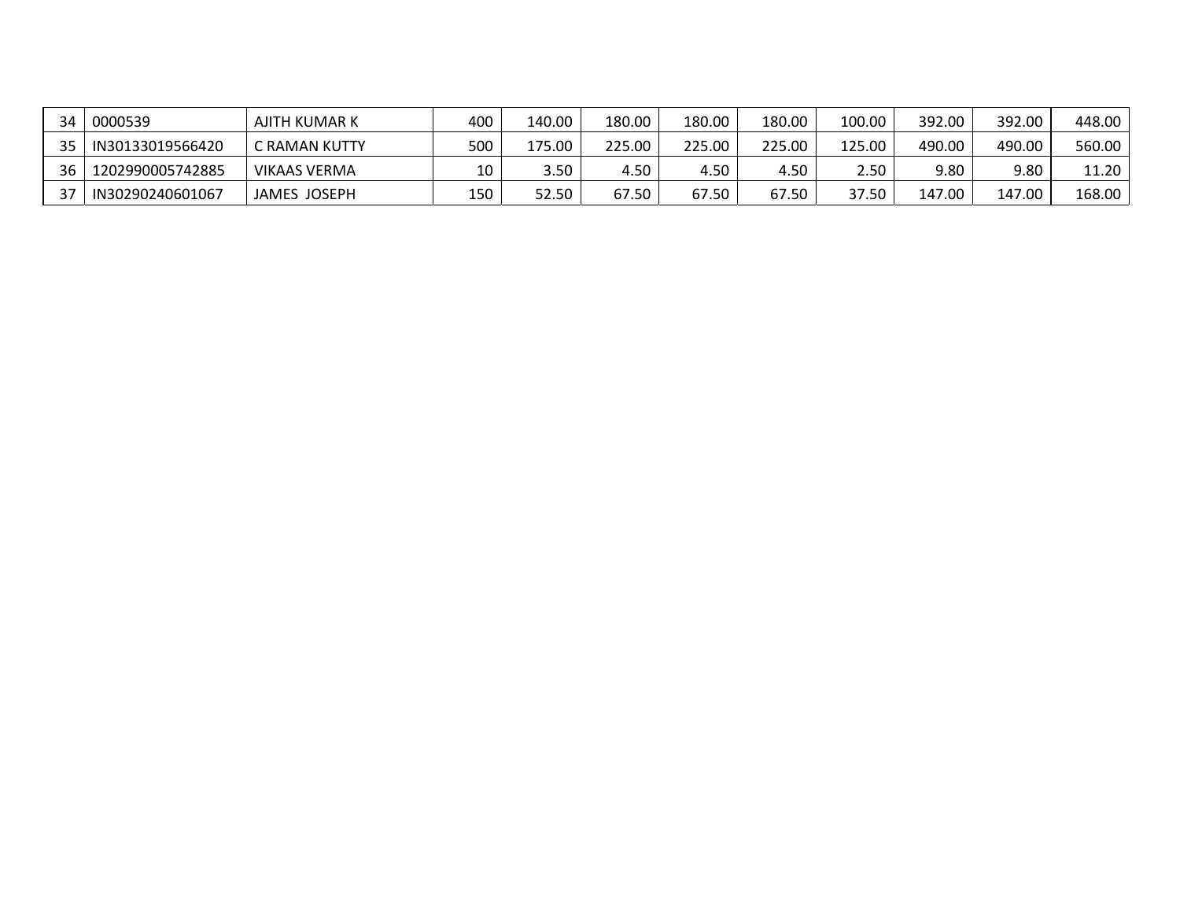| | | | | | | | | | | | | |
|---|---|---|---|---|---|---|---|---|---|---|---|---|
| 34 | 0000539 | AJITH KUMAR K | 400 | 140.00 | 180.00 | 180.00 | 180.00 | 100.00 | 392.00 | 392.00 | 448.00 |
| 35 | IN30133019566420 | C RAMAN KUTTY | 500 | 175.00 | 225.00 | 225.00 | 225.00 | 125.00 | 490.00 | 490.00 | 560.00 |
| 36 | 1202990005742885 | VIKAAS VERMA | 10 | 3.50 | 4.50 | 4.50 | 4.50 | 2.50 | 9.80 | 9.80 | 11.20 |
| 37 | IN30290240601067 | JAMES JOSEPH | 150 | 52.50 | 67.50 | 67.50 | 67.50 | 37.50 | 147.00 | 147.00 | 168.00 |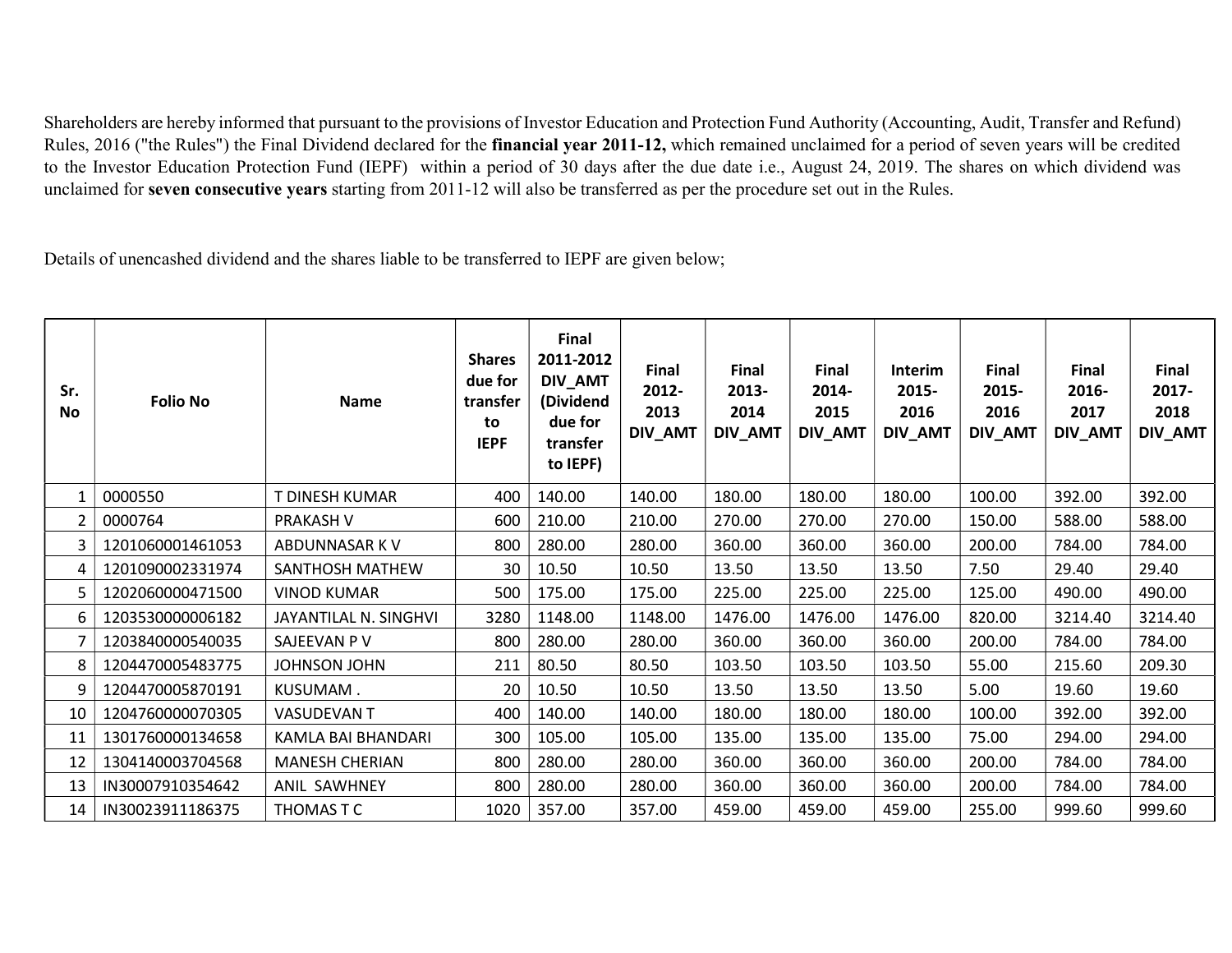Shareholders are hereby informed that pursuant to the provisions of Investor Education and Protection Fund Authority (Accounting, Audit, Transfer and Refund) Rules, 2016 ("the Rules") the Final Dividend declared for the **financial year 2011-12,** which remained unclaimed for a period of seven years will be credited to the Investor Education Protection Fund (IEPF) within a period of 30 days after the due date i.e., August 24, 2019. The shares on which dividend was unclaimed for **seven consecutive years** starting from 2011-12 will also be transferred as per the procedure set out in the Rules.

Details of unencashed dividend and the shares liable to be transferred to IEPF are given below;

| Sr. No | Folio No | Name | Shares due for transfer to IEPF | Final 2011-2012 DIV_AMT (Dividend due for transfer to IEPF) | Final 2012-2013 DIV_AMT | Final 2013-2014 DIV_AMT | Final 2014-2015 DIV_AMT | Interim 2015-2016 DIV_AMT | Final 2015-2016 DIV_AMT | Final 2016-2017 DIV_AMT | Final 2017-2018 DIV_AMT |
|---|---|---|---|---|---|---|---|---|---|---|---|
| 1 | 0000550 | T DINESH KUMAR | 400 | 140.00 | 140.00 | 180.00 | 180.00 | 180.00 | 100.00 | 392.00 | 392.00 |
| 2 | 0000764 | PRAKASH V | 600 | 210.00 | 210.00 | 270.00 | 270.00 | 270.00 | 150.00 | 588.00 | 588.00 |
| 3 | 1201060001461053 | ABDUNNASAR K V | 800 | 280.00 | 280.00 | 360.00 | 360.00 | 360.00 | 200.00 | 784.00 | 784.00 |
| 4 | 1201090002331974 | SANTHOSH MATHEW | 30 | 10.50 | 10.50 | 13.50 | 13.50 | 13.50 | 7.50 | 29.40 | 29.40 |
| 5 | 1202060000471500 | VINOD KUMAR | 500 | 175.00 | 175.00 | 225.00 | 225.00 | 225.00 | 125.00 | 490.00 | 490.00 |
| 6 | 1203530000006182 | JAYANTILAL N. SINGHVI | 3280 | 1148.00 | 1148.00 | 1476.00 | 1476.00 | 1476.00 | 820.00 | 3214.40 | 3214.40 |
| 7 | 1203840000540035 | SAJEEVAN P V | 800 | 280.00 | 280.00 | 360.00 | 360.00 | 360.00 | 200.00 | 784.00 | 784.00 |
| 8 | 1204470005483775 | JOHNSON JOHN | 211 | 80.50 | 80.50 | 103.50 | 103.50 | 103.50 | 55.00 | 215.60 | 209.30 |
| 9 | 1204470005870191 | KUSUMAM . | 20 | 10.50 | 10.50 | 13.50 | 13.50 | 13.50 | 5.00 | 19.60 | 19.60 |
| 10 | 1204760000070305 | VASUDEVAN T | 400 | 140.00 | 140.00 | 180.00 | 180.00 | 180.00 | 100.00 | 392.00 | 392.00 |
| 11 | 1301760000134658 | KAMLA BAI BHANDARI | 300 | 105.00 | 105.00 | 135.00 | 135.00 | 135.00 | 75.00 | 294.00 | 294.00 |
| 12 | 1304140003704568 | MANESH CHERIAN | 800 | 280.00 | 280.00 | 360.00 | 360.00 | 360.00 | 200.00 | 784.00 | 784.00 |
| 13 | IN30007910354642 | ANIL SAWHNEY | 800 | 280.00 | 280.00 | 360.00 | 360.00 | 360.00 | 200.00 | 784.00 | 784.00 |
| 14 | IN30023911186375 | THOMAS T C | 1020 | 357.00 | 357.00 | 459.00 | 459.00 | 459.00 | 255.00 | 999.60 | 999.60 |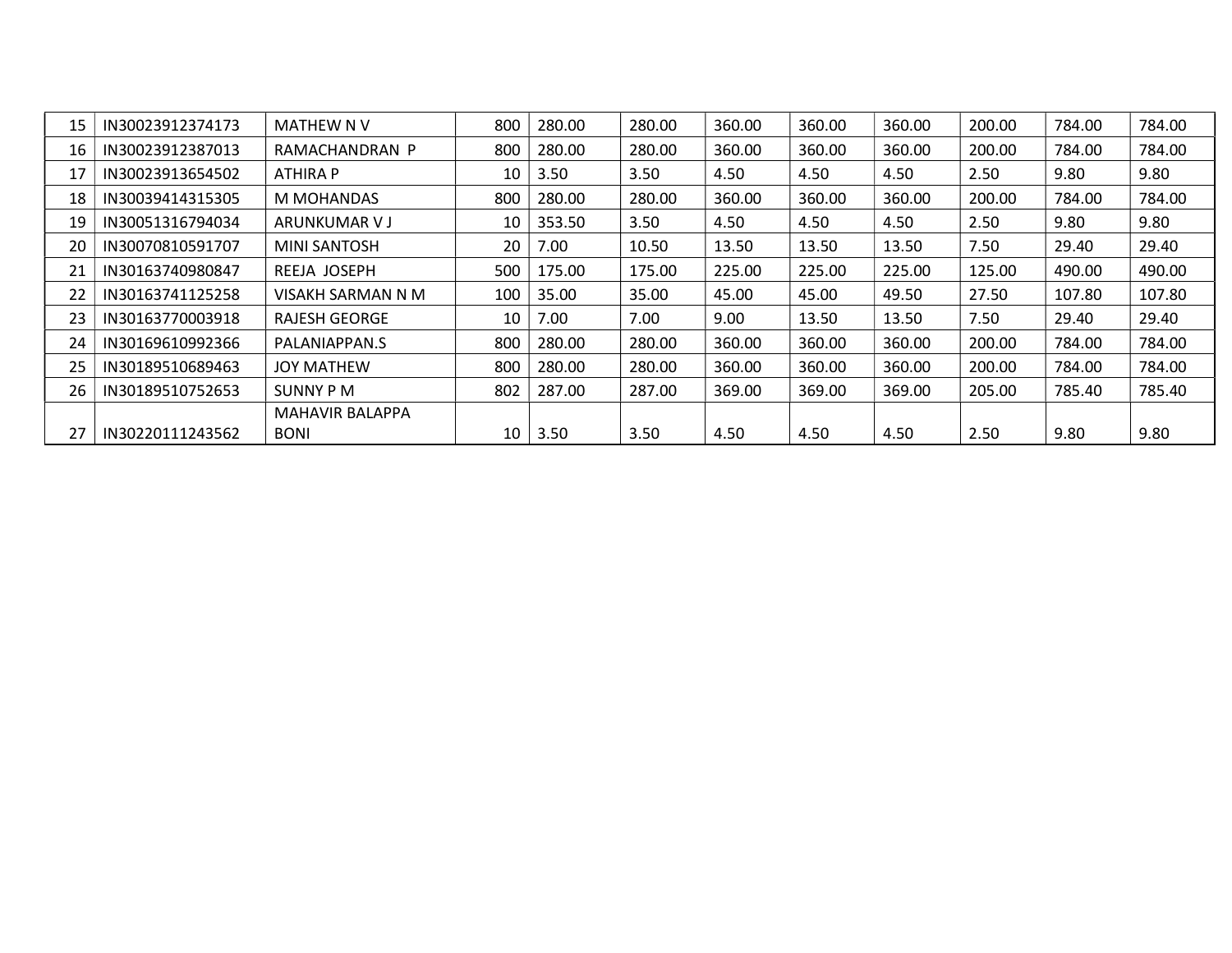| | | | | | | | | | | | |
|---|---|---|---|---|---|---|---|---|---|---|---|
| 15 | IN30023912374173 | MATHEW N V | 800 | 280.00 | 280.00 | 360.00 | 360.00 | 360.00 | 200.00 | 784.00 | 784.00 |
| 16 | IN30023912387013 | RAMACHANDRAN P | 800 | 280.00 | 280.00 | 360.00 | 360.00 | 360.00 | 200.00 | 784.00 | 784.00 |
| 17 | IN30023913654502 | ATHIRA P | 10 | 3.50 | 3.50 | 4.50 | 4.50 | 4.50 | 2.50 | 9.80 | 9.80 |
| 18 | IN30039414315305 | M MOHANDAS | 800 | 280.00 | 280.00 | 360.00 | 360.00 | 360.00 | 200.00 | 784.00 | 784.00 |
| 19 | IN30051316794034 | ARUNKUMAR V J | 10 | 353.50 | 3.50 | 4.50 | 4.50 | 4.50 | 2.50 | 9.80 | 9.80 |
| 20 | IN30070810591707 | MINI SANTOSH | 20 | 7.00 | 10.50 | 13.50 | 13.50 | 13.50 | 7.50 | 29.40 | 29.40 |
| 21 | IN30163740980847 | REEJA JOSEPH | 500 | 175.00 | 175.00 | 225.00 | 225.00 | 225.00 | 125.00 | 490.00 | 490.00 |
| 22 | IN30163741125258 | VISAKH SARMAN N M | 100 | 35.00 | 35.00 | 45.00 | 45.00 | 49.50 | 27.50 | 107.80 | 107.80 |
| 23 | IN30163770003918 | RAJESH GEORGE | 10 | 7.00 | 7.00 | 9.00 | 13.50 | 13.50 | 7.50 | 29.40 | 29.40 |
| 24 | IN30169610992366 | PALANIAPPAN.S | 800 | 280.00 | 280.00 | 360.00 | 360.00 | 360.00 | 200.00 | 784.00 | 784.00 |
| 25 | IN30189510689463 | JOY MATHEW | 800 | 280.00 | 280.00 | 360.00 | 360.00 | 360.00 | 200.00 | 784.00 | 784.00 |
| 26 | IN30189510752653 | SUNNY P M | 802 | 287.00 | 287.00 | 369.00 | 369.00 | 369.00 | 205.00 | 785.40 | 785.40 |
| 27 | IN30220111243562 | MAHAVIR BALAPPA BONI | 10 | 3.50 | 3.50 | 4.50 | 4.50 | 4.50 | 2.50 | 9.80 | 9.80 |